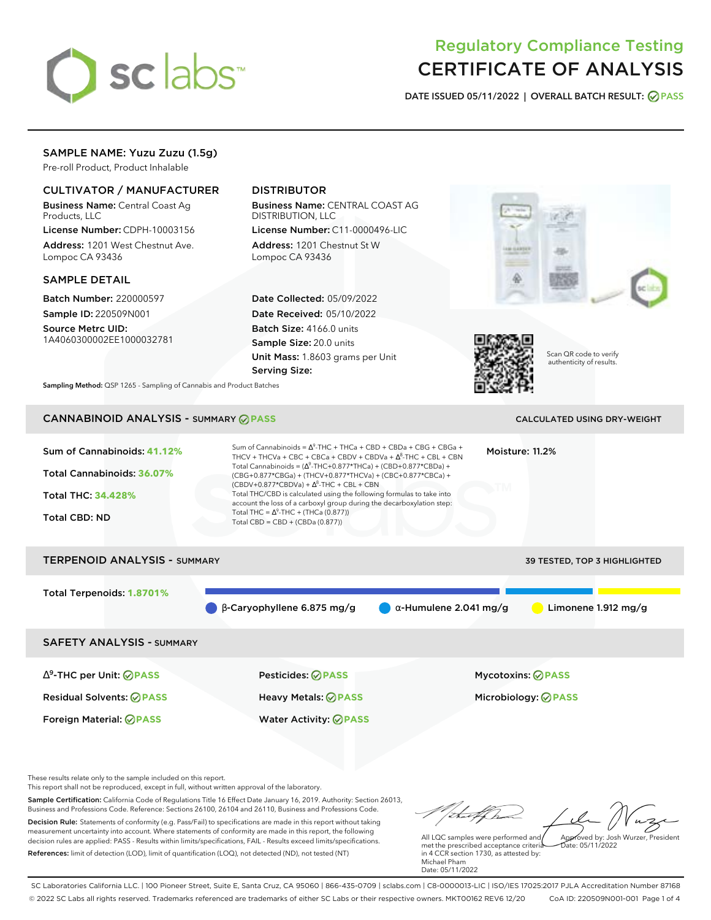# Regulatory Compliance Testing
# CERTIFICATE OF ANALYSIS

**DATE ISSUED** 05/11/2022 | **OVERALL BATCH RESULT:** PASS

## SAMPLE NAME: Yuzu Zuzu (1.5g)

Pre-roll Product, Product Inhalable

### CULTIVATOR / MANUFACTURER

**Business Name:** Central Coast Ag Products, LLC
**License Number:** CDPH-10003156
**Address:** 1201 West Chestnut Ave. Lompoc CA 93436

### DISTRIBUTOR

**Business Name:** CENTRAL COAST AG DISTRIBUTION, LLC
**License Number:** C11-0000496-LIC
**Address:** 1201 Chestnut St W Lompoc CA 93436

### SAMPLE DETAIL

**Batch Number:** 220000597
**Sample ID:** 220509N001
**Source Metrc UID:** 1A4060300002EE1000032781

**Date Collected:** 05/09/2022
**Date Received:** 05/10/2022
**Batch Size:** 4166.0 units
**Sample Size:** 20.0 units
**Unit Mass:** 1.8603 grams per Unit
**Serving Size:**

Scan QR code to verify authenticity of results.

**Sampling Method:** QSP 1265 - Sampling of Cannabis and Product Batches

## CANNABINOID ANALYSIS - SUMMARY PASS

CALCULATED USING DRY-WEIGHT

**Sum of Cannabinoids:** 41.12%
**Total Cannabinoids:** 36.07%
**Total THC:** 34.428%
**Total CBD:** ND

Sum of Cannabinoids = $\Delta^9$-THC + THCa + CBD + CBDa + CBG + CBGa + THCV + THCVa + CBC + CBCa + CBDV + CBDVa + $\Delta^8$-THC + CBL + CBN
Total Cannabinoids = ($\Delta^9$-THC+0.877*THCa) + (CBD+0.877*CBDa) + (CBG+0.877*CBGa) + (THCV+0.877*THCVa) + (CBC+0.877*CBCa) + (CBDV+0.877*CBDVa) + $\Delta^8$-THC + CBL + CBN
Total THC/CBD is calculated using the following formulas to take into account the loss of a carboxyl group during the decarboxylation step:
Total THC = $\Delta^9$-THC + (THCa (0.877))
Total CBD = CBD + (CBDa (0.877))

**Moisture:** 11.2%

## TERPENOID ANALYSIS - SUMMARY

39 TESTED, TOP 3 HIGHLIGHTED

**Total Terpenoids:** 1.8701%

β-Caryophyllene 6.875 mg/g | α-Humulene 2.041 mg/g | Limonene 1.912 mg/g

## SAFETY ANALYSIS - SUMMARY

| | | |
|---|---|---|
| $\Delta^9$-THC per Unit: PASS | Pesticides: PASS | Mycotoxins: PASS |
| Residual Solvents: PASS | Heavy Metals: PASS | Microbiology: PASS |
| Foreign Material: PASS | Water Activity: PASS | |

These results relate only to the sample included on this report.
This report shall not be reproduced, except in full, without written approval of the laboratory.

**Sample Certification:** California Code of Regulations Title 16 Effect Date January 16, 2019. Authority: Section 26013, Business and Professions Code. Reference: Sections 26100, 26104 and 26110, Business and Professions Code.

**Decision Rule:** Statements of conformity (e.g. Pass/Fail) to specifications are made in this report without taking measurement uncertainty into account. Where statements of conformity are made in this report, the following decision rules are applied: PASS - Results within limits/specifications, FAIL - Results exceed limits/specifications.

**References:** limit of detection (LOD), limit of quantification (LOQ), not detected (ND), not tested (NT)

All LQC samples were performed and met the prescribed acceptance criteria in 4 CCR section 1730, as attested by: Michael Pham
Date: 05/11/2022

Approved by: Josh Wurzer, President
Date: 05/11/2022

SC Laboratories California LLC. | 100 Pioneer Street, Suite E, Santa Cruz, CA 95060 | 866-435-0709 | sclabs.com | C8-0000013-LIC | ISO/IES 17025:2017 PJLA Accreditation Number 87168
© 2022 SC Labs all rights reserved. Trademarks referenced are trademarks of either SC Labs or their respective owners. MKT00162 REV6 12/20 CoA ID: 220509N001-001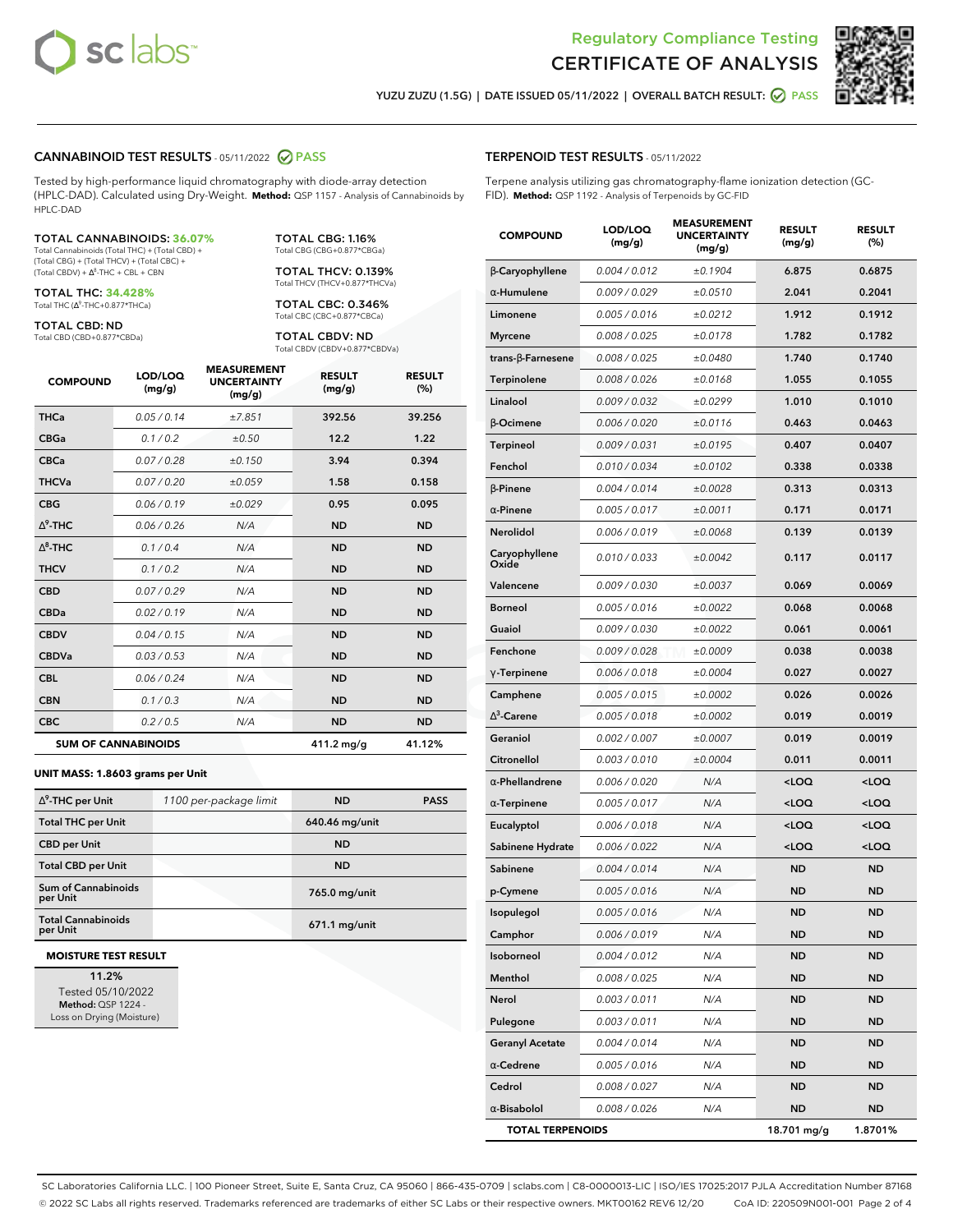# Regulatory Compliance Testing
# CERTIFICATE OF ANALYSIS

YUZU ZUZU (1.5G) | DATE ISSUED 05/11/2022 | OVERALL BATCH RESULT: PASS

## CANNABINOID TEST RESULTS - 05/11/2022 PASS

Tested by high-performance liquid chromatography with diode-array detection (HPLC-DAD). Calculated using Dry-Weight. **Method:** QSP 1157 - Analysis of Cannabinoids by HPLC-DAD

**TOTAL CANNABINOIDS: 36.07%**
Total Cannabinoids (Total THC) + (Total CBD) + (Total CBG) + (Total THCV) + (Total CBC) + (Total CBDV) + $\Delta^8$-THC + CBL + CBN

**TOTAL THC: 34.428%**
Total THC ($\Delta^9$-THC+0.877*THCa)

**TOTAL CBD: ND**
Total CBD (CBD+0.877*CBDa)

**TOTAL CBG: 1.16%**
Total CBG (CBG+0.877*CBGa)

**TOTAL THCV: 0.139%**
Total THCV (THCV+0.877*THCVa)

**TOTAL CBC: 0.346%**
Total CBC (CBC+0.877*CBCa)

**TOTAL CBDV: ND**
Total CBDV (CBDV+0.877*CBDVa)

| COMPOUND | LOD/LOQ (mg/g) | MEASUREMENT UNCERTAINTY (mg/g) | RESULT (mg/g) | RESULT (%) |
|---|---|---|---|---|
| THCa | 0.05 / 0.14 | ±7.851 | 392.56 | 39.256 |
| CBGa | 0.1 / 0.2 | ±0.50 | 12.2 | 1.22 |
| CBCa | 0.07 / 0.28 | ±0.150 | 3.94 | 0.394 |
| THCVa | 0.07 / 0.20 | ±0.059 | 1.58 | 0.158 |
| CBG | 0.06 / 0.19 | ±0.029 | 0.95 | 0.095 |
| $\Delta^9$-THC | 0.06 / 0.26 | N/A | ND | ND |
| $\Delta^8$-THC | 0.1 / 0.4 | N/A | ND | ND |
| THCV | 0.1 / 0.2 | N/A | ND | ND |
| CBD | 0.07 / 0.29 | N/A | ND | ND |
| CBDa | 0.02 / 0.19 | N/A | ND | ND |
| CBDV | 0.04 / 0.15 | N/A | ND | ND |
| CBDVa | 0.03 / 0.53 | N/A | ND | ND |
| CBL | 0.06 / 0.24 | N/A | ND | ND |
| CBN | 0.1 / 0.3 | N/A | ND | ND |
| CBC | 0.2 / 0.5 | N/A | ND | ND |
| **SUM OF CANNABINOIDS** | | | **411.2 mg/g** | **41.12%** |

**UNIT MASS: 1.8603 grams per Unit**

| | | | |
|---|---|---|---|
| $\Delta^9$-THC per Unit | 1100 per-package limit | ND | PASS |
| Total THC per Unit | | 640.46 mg/unit | |
| CBD per Unit | | ND | |
| Total CBD per Unit | | ND | |
| Sum of Cannabinoids per Unit | | 765.0 mg/unit | |
| Total Cannabinoids per Unit | | 671.1 mg/unit | |

**MOISTURE TEST RESULT**

11.2%
Tested 05/10/2022
**Method:** QSP 1224 - Loss on Drying (Moisture)

## TERPENOID TEST RESULTS - 05/11/2022

Terpene analysis utilizing gas chromatography-flame ionization detection (GC-FID). **Method:** QSP 1192 - Analysis of Terpenoids by GC-FID

| COMPOUND | LOD/LOQ (mg/g) | MEASUREMENT UNCERTAINTY (mg/g) | RESULT (mg/g) | RESULT (%) |
|---|---|---|---|---|
| β-Caryophyllene | 0.004 / 0.012 | ±0.1904 | 6.875 | 0.6875 |
| α-Humulene | 0.009 / 0.029 | ±0.0510 | 2.041 | 0.2041 |
| Limonene | 0.005 / 0.016 | ±0.0212 | 1.912 | 0.1912 |
| Myrcene | 0.008 / 0.025 | ±0.0178 | 1.782 | 0.1782 |
| trans-β-Farnesene | 0.008 / 0.025 | ±0.0480 | 1.740 | 0.1740 |
| Terpinolene | 0.008 / 0.026 | ±0.0168 | 1.055 | 0.1055 |
| Linalool | 0.009 / 0.032 | ±0.0299 | 1.010 | 0.1010 |
| β-Ocimene | 0.006 / 0.020 | ±0.0116 | 0.463 | 0.0463 |
| Terpineol | 0.009 / 0.031 | ±0.0195 | 0.407 | 0.0407 |
| Fenchol | 0.010 / 0.034 | ±0.0102 | 0.338 | 0.0338 |
| β-Pinene | 0.004 / 0.014 | ±0.0028 | 0.313 | 0.0313 |
| α-Pinene | 0.005 / 0.017 | ±0.0011 | 0.171 | 0.0171 |
| Nerolidol | 0.006 / 0.019 | ±0.0068 | 0.139 | 0.0139 |
| Caryophyllene Oxide | 0.010 / 0.033 | ±0.0042 | 0.117 | 0.0117 |
| Valencene | 0.009 / 0.030 | ±0.0037 | 0.069 | 0.0069 |
| Borneol | 0.005 / 0.016 | ±0.0022 | 0.068 | 0.0068 |
| Guaiol | 0.009 / 0.030 | ±0.0022 | 0.061 | 0.0061 |
| Fenchone | 0.009 / 0.028 | ±0.0009 | 0.038 | 0.0038 |
| γ-Terpinene | 0.006 / 0.018 | ±0.0004 | 0.027 | 0.0027 |
| Camphene | 0.005 / 0.015 | ±0.0002 | 0.026 | 0.0026 |
| $\Delta^3$-Carene | 0.005 / 0.018 | ±0.0002 | 0.019 | 0.0019 |
| Geraniol | 0.002 / 0.007 | ±0.0007 | 0.019 | 0.0019 |
| Citronellol | 0.003 / 0.010 | ±0.0004 | 0.011 | 0.0011 |
| α-Phellandrene | 0.006 / 0.020 | N/A | <LOQ | <LOQ |
| α-Terpinene | 0.005 / 0.017 | N/A | <LOQ | <LOQ |
| Eucalyptol | 0.006 / 0.018 | N/A | <LOQ | <LOQ |
| Sabinene Hydrate | 0.006 / 0.022 | N/A | <LOQ | <LOQ |
| Sabinene | 0.004 / 0.014 | N/A | ND | ND |
| p-Cymene | 0.005 / 0.016 | N/A | ND | ND |
| Isopulegol | 0.005 / 0.016 | N/A | ND | ND |
| Camphor | 0.006 / 0.019 | N/A | ND | ND |
| Isoborneol | 0.004 / 0.012 | N/A | ND | ND |
| Menthol | 0.008 / 0.025 | N/A | ND | ND |
| Nerol | 0.003 / 0.011 | N/A | ND | ND |
| Pulegone | 0.003 / 0.011 | N/A | ND | ND |
| Geranyl Acetate | 0.004 / 0.014 | N/A | ND | ND |
| α-Cedrene | 0.005 / 0.016 | N/A | ND | ND |
| Cedrol | 0.008 / 0.027 | N/A | ND | ND |
| α-Bisabolol | 0.008 / 0.026 | N/A | ND | ND |
| **TOTAL TERPENOIDS** | | | **18.701 mg/g** | **1.8701%** |

SC Laboratories California LLC. | 100 Pioneer Street, Suite E, Santa Cruz, CA 95060 | 866-435-0709 | sclabs.com | C8-0000013-LIC | ISO/IES 17025:2017 PJLA Accreditation Number 87168
© 2022 SC Labs all rights reserved. Trademarks referenced are trademarks of either SC Labs or their respective owners. MKT00162 REV6 12/20 CoA ID: 220509N001-001